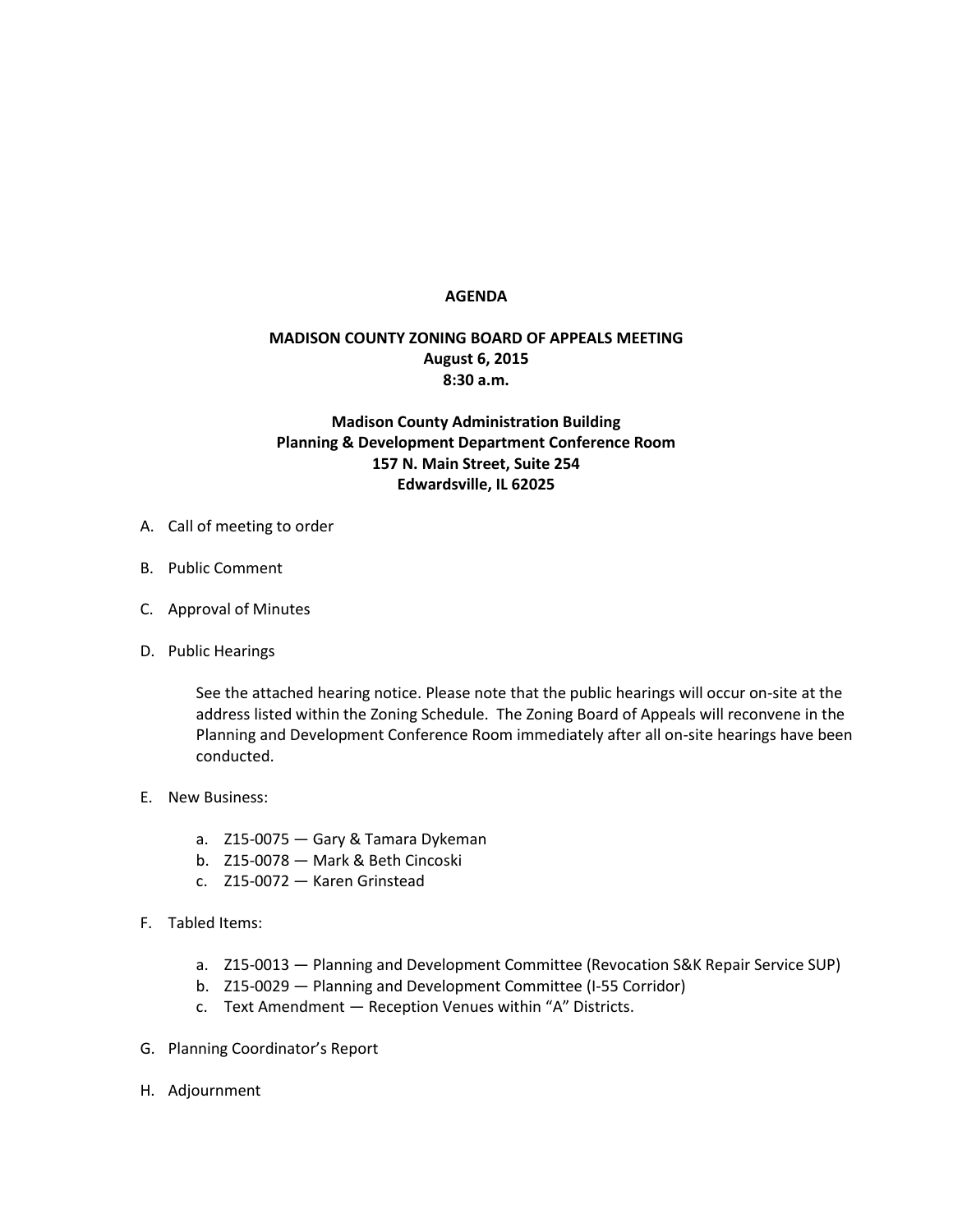# AGENDA

## MADISON COUNTY ZONING BOARD OF APPEALS MEETING
**August 6, 2015**
**8:30 a.m.**

**Madison County Administration Building**
**Planning & Development Department Conference Room**
**157 N. Main Street, Suite 254**
**Edwardsville, IL 62025**

A. Call of meeting to order

B. Public Comment

C. Approval of Minutes

D. Public Hearings

   See the attached hearing notice. Please note that the public hearings will occur on-site at the address listed within the Zoning Schedule. The Zoning Board of Appeals will reconvene in the Planning and Development Conference Room immediately after all on-site hearings have been conducted.

E. New Business:

   a. Z15-0075 — Gary & Tamara Dykeman
   b. Z15-0078 — Mark & Beth Cincoski
   c. Z15-0072 — Karen Grinstead

F. Tabled Items:

   a. Z15-0013 — Planning and Development Committee (Revocation S&K Repair Service SUP)
   b. Z15-0029 — Planning and Development Committee (I-55 Corridor)
   c. Text Amendment — Reception Venues within "A" Districts.

G. Planning Coordinator's Report

H. Adjournment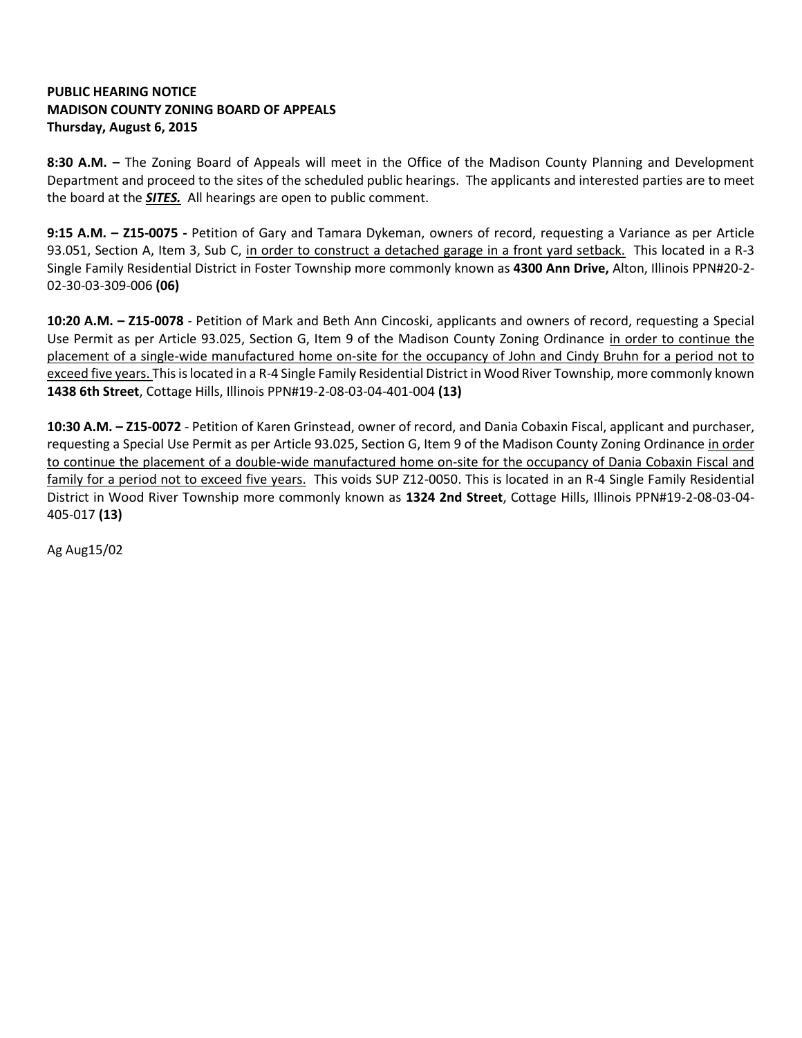**PUBLIC HEARING NOTICE**
**MADISON COUNTY ZONING BOARD OF APPEALS**
**Thursday, August 6, 2015**

**8:30 A.M. –** The Zoning Board of Appeals will meet in the Office of the Madison County Planning and Development Department and proceed to the sites of the scheduled public hearings. The applicants and interested parties are to meet the board at the ***SITES.*** All hearings are open to public comment.

**9:15 A.M. – Z15-0075 -** Petition of Gary and Tamara Dykeman, owners of record, requesting a Variance as per Article 93.051, Section A, Item 3, Sub C, in order to construct a detached garage in a front yard setback. This located in a R-3 Single Family Residential District in Foster Township more commonly known as **4300 Ann Drive,** Alton, Illinois PPN#20-2-02-30-03-309-006 **(06)**

**10:20 A.M. – Z15-0078** - Petition of Mark and Beth Ann Cincoski, applicants and owners of record, requesting a Special Use Permit as per Article 93.025, Section G, Item 9 of the Madison County Zoning Ordinance in order to continue the placement of a single-wide manufactured home on-site for the occupancy of John and Cindy Bruhn for a period not to exceed five years. This is located in a R-4 Single Family Residential District in Wood River Township, more commonly known **1438 6th Street**, Cottage Hills, Illinois PPN#19-2-08-03-04-401-004 **(13)**

**10:30 A.M. – Z15-0072** - Petition of Karen Grinstead, owner of record, and Dania Cobaxin Fiscal, applicant and purchaser, requesting a Special Use Permit as per Article 93.025, Section G, Item 9 of the Madison County Zoning Ordinance in order to continue the placement of a double-wide manufactured home on-site for the occupancy of Dania Cobaxin Fiscal and family for a period not to exceed five years. This voids SUP Z12-0050. This is located in an R-4 Single Family Residential District in Wood River Township more commonly known as **1324 2nd Street**, Cottage Hills, Illinois PPN#19-2-08-03-04-405-017 **(13)**

Ag Aug15/02